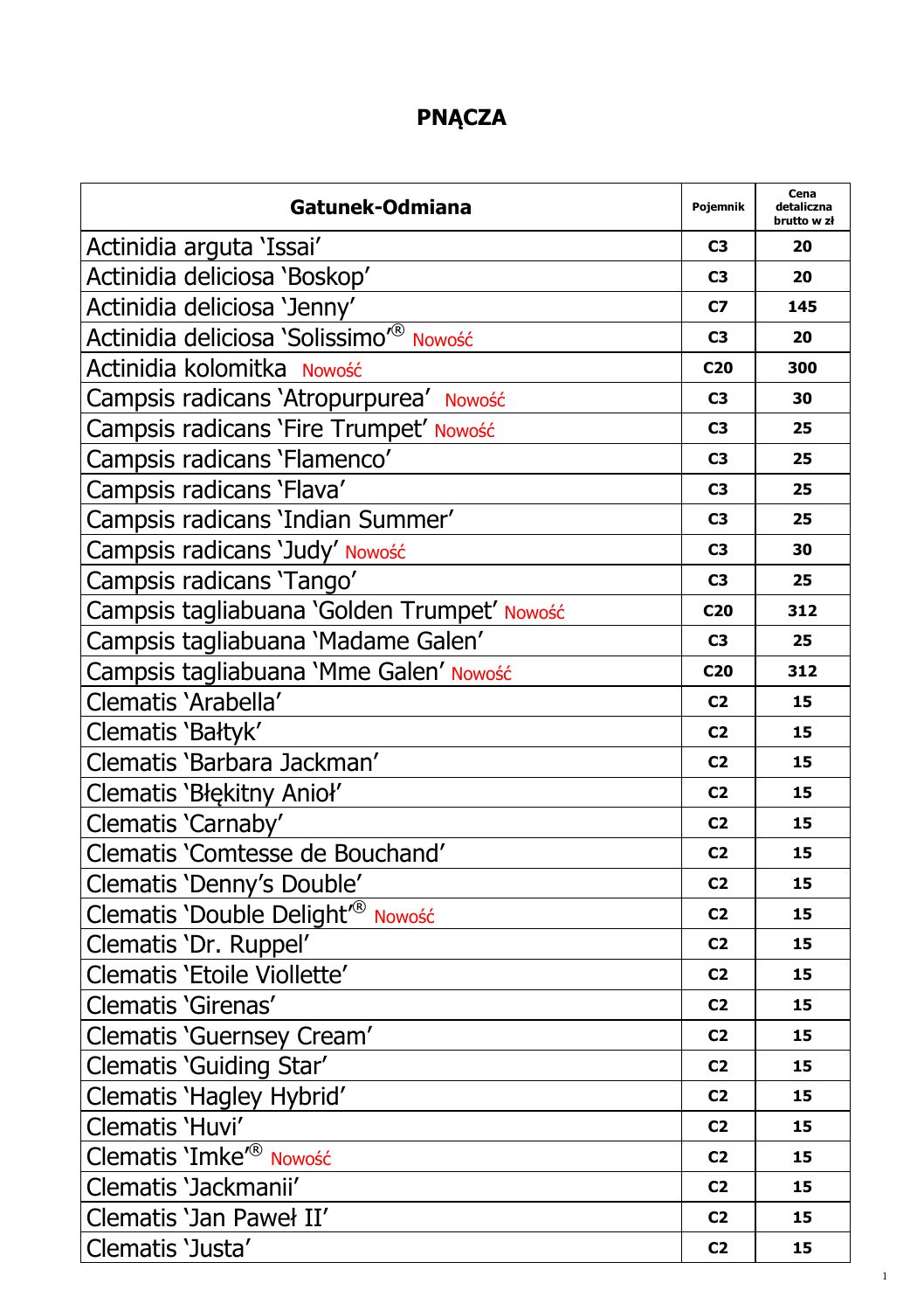# PNĄCZA

| Gatunek-Odmiana | Pojemnik | Cena detaliczna brutto w zł |
|---|---|---|
| Actinidia arguta 'Issai' | C3 | 20 |
| Actinidia deliciosa 'Boskop' | C3 | 20 |
| Actinidia deliciosa 'Jenny' | C7 | 145 |
| Actinidia deliciosa 'Solissimo'® Nowość | C3 | 20 |
| Actinidia kolomitka Nowość | C20 | 300 |
| Campsis radicans 'Atropurpurea' Nowość | C3 | 30 |
| Campsis radicans 'Fire Trumpet' Nowość | C3 | 25 |
| Campsis radicans 'Flamenco' | C3 | 25 |
| Campsis radicans 'Flava' | C3 | 25 |
| Campsis radicans 'Indian Summer' | C3 | 25 |
| Campsis radicans 'Judy' Nowość | C3 | 30 |
| Campsis radicans 'Tango' | C3 | 25 |
| Campsis tagliabuana 'Golden Trumpet' Nowość | C20 | 312 |
| Campsis tagliabuana 'Madame Galen' | C3 | 25 |
| Campsis tagliabuana 'Mme Galen' Nowość | C20 | 312 |
| Clematis 'Arabella' | C2 | 15 |
| Clematis 'Bałtyk' | C2 | 15 |
| Clematis 'Barbara Jackman' | C2 | 15 |
| Clematis 'Błękitny Anioł' | C2 | 15 |
| Clematis 'Carnaby' | C2 | 15 |
| Clematis 'Comtesse de Bouchand' | C2 | 15 |
| Clematis 'Denny's Double' | C2 | 15 |
| Clematis 'Double Delight'® Nowość | C2 | 15 |
| Clematis 'Dr. Ruppel' | C2 | 15 |
| Clematis 'Etoile Viollette' | C2 | 15 |
| Clematis 'Girenas' | C2 | 15 |
| Clematis 'Guernsey Cream' | C2 | 15 |
| Clematis 'Guiding Star' | C2 | 15 |
| Clematis 'Hagley Hybrid' | C2 | 15 |
| Clematis 'Huvi' | C2 | 15 |
| Clematis 'Imke'® Nowość | C2 | 15 |
| Clematis 'Jackmanii' | C2 | 15 |
| Clematis 'Jan Paweł II' | C2 | 15 |
| Clematis 'Justa' | C2 | 15 |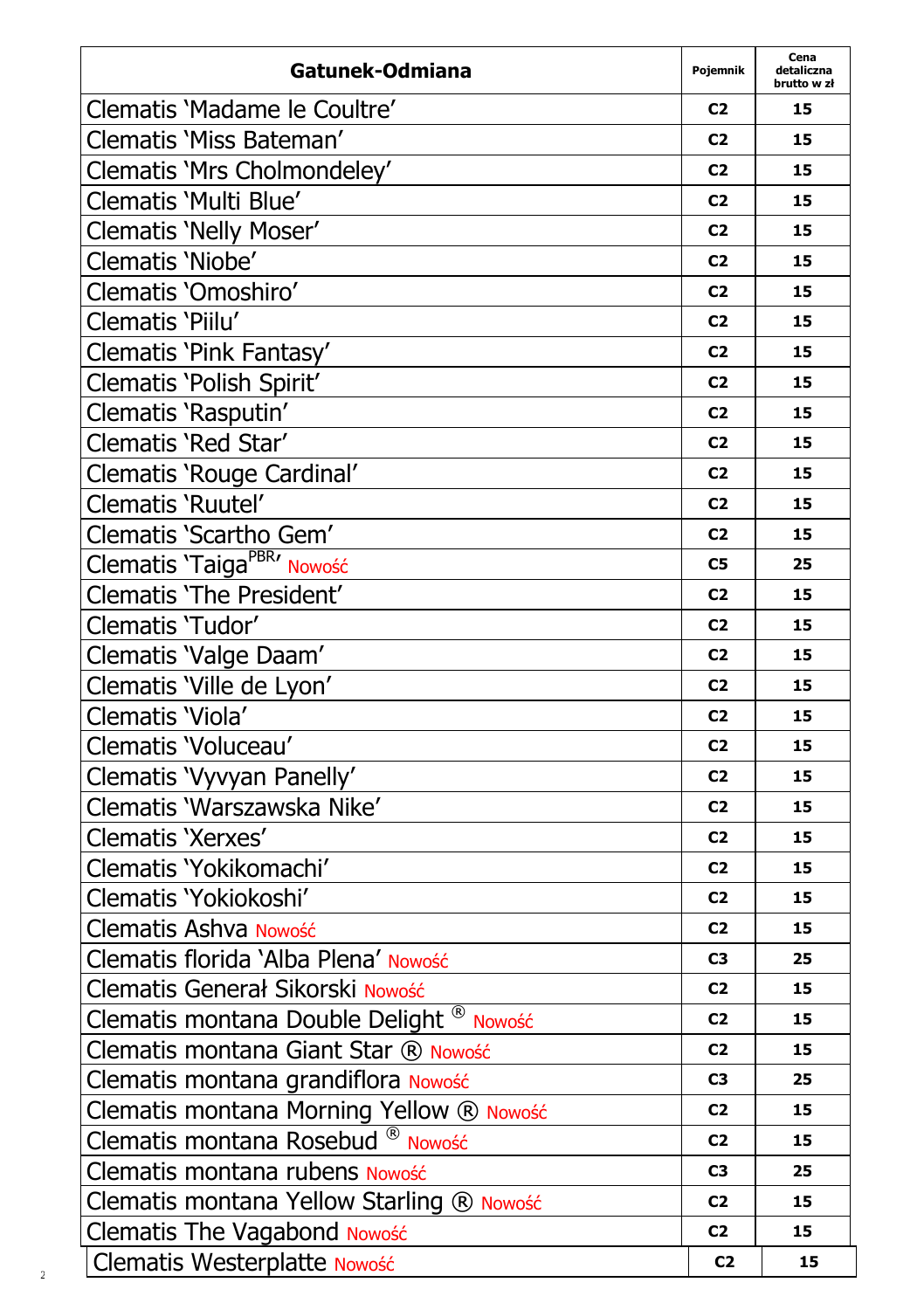| Gatunek-Odmiana | Pojemnik | Cena detaliczna brutto w zł |
|---|---|---|
| Clematis 'Madame le Coultre' | C2 | 15 |
| Clematis 'Miss Bateman' | C2 | 15 |
| Clematis 'Mrs Cholmondeley' | C2 | 15 |
| Clematis 'Multi Blue' | C2 | 15 |
| Clematis 'Nelly Moser' | C2 | 15 |
| Clematis 'Niobe' | C2 | 15 |
| Clematis 'Omoshiro' | C2 | 15 |
| Clematis 'Piilu' | C2 | 15 |
| Clematis 'Pink Fantasy' | C2 | 15 |
| Clematis 'Polish Spirit' | C2 | 15 |
| Clematis 'Rasputin' | C2 | 15 |
| Clematis 'Red Star' | C2 | 15 |
| Clematis 'Rouge Cardinal' | C2 | 15 |
| Clematis 'Ruutel' | C2 | 15 |
| Clematis 'Scartho Gem' | C2 | 15 |
| Clematis 'Taiga[PBR]' Nowość | C5 | 25 |
| Clematis 'The President' | C2 | 15 |
| Clematis 'Tudor' | C2 | 15 |
| Clematis 'Valge Daam' | C2 | 15 |
| Clematis 'Ville de Lyon' | C2 | 15 |
| Clematis 'Viola' | C2 | 15 |
| Clematis 'Voluceau' | C2 | 15 |
| Clematis 'Vyvyan Panelly' | C2 | 15 |
| Clematis 'Warszawska Nike' | C2 | 15 |
| Clematis 'Xerxes' | C2 | 15 |
| Clematis 'Yokikomachi' | C2 | 15 |
| Clematis 'Yokiokoshi' | C2 | 15 |
| Clematis Ashva Nowość | C2 | 15 |
| Clematis florida 'Alba Plena' Nowość | C3 | 25 |
| Clematis Generał Sikorski Nowość | C2 | 15 |
| Clematis montana Double Delight ® Nowość | C2 | 15 |
| Clematis montana Giant Star ® Nowość | C2 | 15 |
| Clematis montana grandiflora Nowość | C3 | 25 |
| Clematis montana Morning Yellow ® Nowość | C2 | 15 |
| Clematis montana Rosebud ® Nowość | C2 | 15 |
| Clematis montana rubens Nowość | C3 | 25 |
| Clematis montana Yellow Starling ® Nowość | C2 | 15 |
| Clematis The Vagabond Nowość | C2 | 15 |
| Clematis Westerplatte Nowość | C2 | 15 |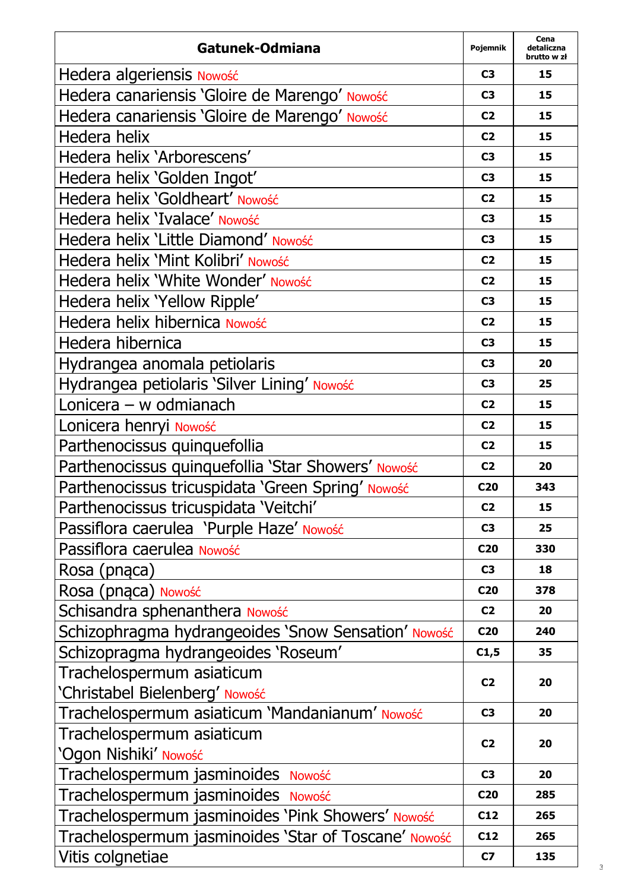| Gatunek-Odmiana | Pojemnik | Cena detaliczna brutto w zł |
|---|---|---|
| Hedera algeriensis Nowość | C3 | 15 |
| Hedera canariensis 'Gloire de Marengo' Nowość | C3 | 15 |
| Hedera canariensis 'Gloire de Marengo' Nowość | C2 | 15 |
| Hedera helix | C2 | 15 |
| Hedera helix 'Arborescens' | C3 | 15 |
| Hedera helix 'Golden Ingot' | C3 | 15 |
| Hedera helix 'Goldheart' Nowość | C2 | 15 |
| Hedera helix 'Ivalace' Nowość | C3 | 15 |
| Hedera helix 'Little Diamond' Nowość | C3 | 15 |
| Hedera helix 'Mint Kolibri' Nowość | C2 | 15 |
| Hedera helix 'White Wonder' Nowość | C2 | 15 |
| Hedera helix 'Yellow Ripple' | C3 | 15 |
| Hedera helix hibernica Nowość | C2 | 15 |
| Hedera hibernica | C3 | 15 |
| Hydrangea anomala petiolaris | C3 | 20 |
| Hydrangea petiolaris 'Silver Lining' Nowość | C3 | 25 |
| Lonicera – w odmianach | C2 | 15 |
| Lonicera henryi Nowość | C2 | 15 |
| Parthenocissus quinquefollia | C2 | 15 |
| Parthenocissus quinquefollia 'Star Showers' Nowość | C2 | 20 |
| Parthenocissus tricuspidata 'Green Spring' Nowość | C20 | 343 |
| Parthenocissus tricuspidata 'Veitchi' | C2 | 15 |
| Passiflora caerulea 'Purple Haze' Nowość | C3 | 25 |
| Passiflora caerulea Nowość | C20 | 330 |
| Rosa (pnąca) | C3 | 18 |
| Rosa (pnąca) Nowość | C20 | 378 |
| Schisandra sphenanthera Nowość | C2 | 20 |
| Schizophragma hydrangeoides 'Snow Sensation' Nowość | C20 | 240 |
| Schizopragma hydrangeoides 'Roseum' | C1,5 | 35 |
| Trachelospermum asiaticum 'Christabel Bielenberg' Nowość | C2 | 20 |
| Trachelospermum asiaticum 'Mandanianum' Nowość | C3 | 20 |
| Trachelospermum asiaticum 'Ogon Nishiki' Nowość | C2 | 20 |
| Trachelospermum jasminoides Nowość | C3 | 20 |
| Trachelospermum jasminoides Nowość | C20 | 285 |
| Trachelospermum jasminoides 'Pink Showers' Nowość | C12 | 265 |
| Trachelospermum jasminoides 'Star of Toscane' Nowość | C12 | 265 |
| Vitis colgnetiae | C7 | 135 |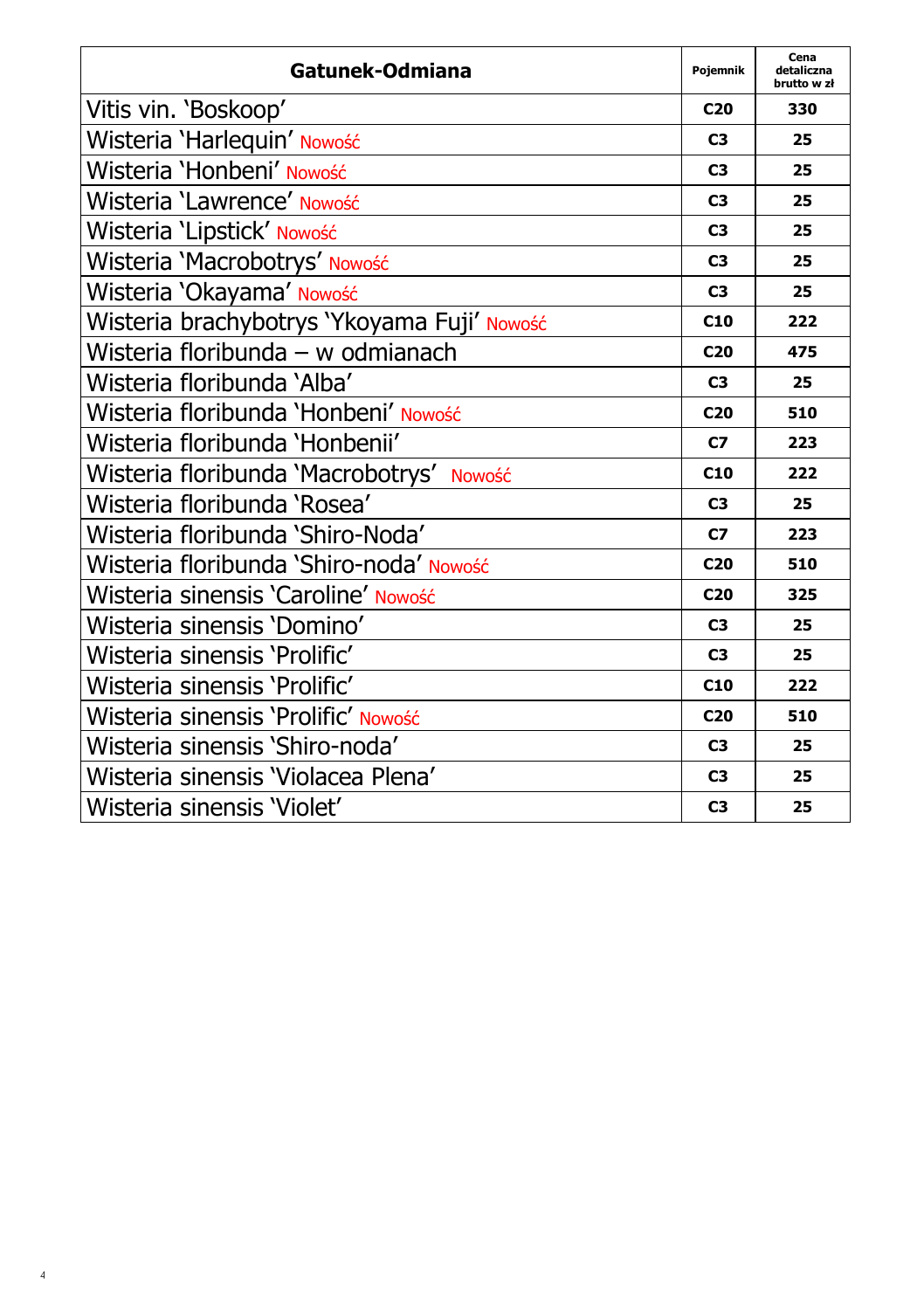| Gatunek-Odmiana | Pojemnik | Cena detaliczna brutto w zł |
|---|---|---|
| Vitis vin. 'Boskoop' | C20 | 330 |
| Wisteria 'Harlequin' Nowość | C3 | 25 |
| Wisteria 'Honbeni' Nowość | C3 | 25 |
| Wisteria 'Lawrence' Nowość | C3 | 25 |
| Wisteria 'Lipstick' Nowość | C3 | 25 |
| Wisteria 'Macrobotrys' Nowość | C3 | 25 |
| Wisteria 'Okayama' Nowość | C3 | 25 |
| Wisteria brachybotrys 'Ykoyama Fuji' Nowość | C10 | 222 |
| Wisteria floribunda – w odmianach | C20 | 475 |
| Wisteria floribunda 'Alba' | C3 | 25 |
| Wisteria floribunda 'Honbeni' Nowość | C20 | 510 |
| Wisteria floribunda 'Honbenii' | C7 | 223 |
| Wisteria floribunda 'Macrobotrys' Nowość | C10 | 222 |
| Wisteria floribunda 'Rosea' | C3 | 25 |
| Wisteria floribunda 'Shiro-Noda' | C7 | 223 |
| Wisteria floribunda 'Shiro-noda' Nowość | C20 | 510 |
| Wisteria sinensis 'Caroline' Nowość | C20 | 325 |
| Wisteria sinensis 'Domino' | C3 | 25 |
| Wisteria sinensis 'Prolific' | C3 | 25 |
| Wisteria sinensis 'Prolific' | C10 | 222 |
| Wisteria sinensis 'Prolific' Nowość | C20 | 510 |
| Wisteria sinensis 'Shiro-noda' | C3 | 25 |
| Wisteria sinensis 'Violacea Plena' | C3 | 25 |
| Wisteria sinensis 'Violet' | C3 | 25 |